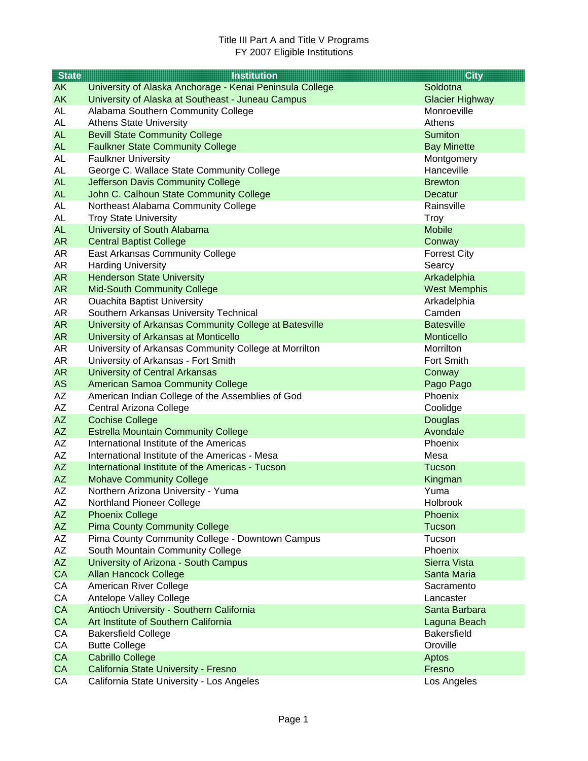Title III Part A and Title V Programs
FY 2007 Eligible Institutions

| State | Institution | City |
|---|---|---|
| AK | University of Alaska Anchorage - Kenai Peninsula College | Soldotna |
| AK | University of Alaska at Southeast - Juneau Campus | Glacier Highway |
| AL | Alabama Southern Community College | Monroeville |
| AL | Athens State University | Athens |
| AL | Bevill State Community College | Sumiton |
| AL | Faulkner State Community College | Bay Minette |
| AL | Faulkner University | Montgomery |
| AL | George C. Wallace State Community College | Hanceville |
| AL | Jefferson Davis Community College | Brewton |
| AL | John C. Calhoun State Community College | Decatur |
| AL | Northeast Alabama Community College | Rainsville |
| AL | Troy State University | Troy |
| AL | University of South Alabama | Mobile |
| AR | Central Baptist College | Conway |
| AR | East Arkansas Community College | Forrest City |
| AR | Harding University | Searcy |
| AR | Henderson State University | Arkadelphia |
| AR | Mid-South Community College | West Memphis |
| AR | Ouachita Baptist University | Arkadelphia |
| AR | Southern Arkansas University Technical | Camden |
| AR | University of Arkansas Community College at Batesville | Batesville |
| AR | University of Arkansas at Monticello | Monticello |
| AR | University of Arkansas Community College at Morrilton | Morrilton |
| AR | University of Arkansas - Fort Smith | Fort Smith |
| AR | University of Central Arkansas | Conway |
| AS | American Samoa Community College | Pago Pago |
| AZ | American Indian College of the Assemblies of God | Phoenix |
| AZ | Central Arizona College | Coolidge |
| AZ | Cochise College | Douglas |
| AZ | Estrella Mountain Community College | Avondale |
| AZ | International Institute of the Americas | Phoenix |
| AZ | International Institute of the Americas - Mesa | Mesa |
| AZ | International Institute of the Americas - Tucson | Tucson |
| AZ | Mohave Community College | Kingman |
| AZ | Northern Arizona University - Yuma | Yuma |
| AZ | Northland Pioneer College | Holbrook |
| AZ | Phoenix College | Phoenix |
| AZ | Pima County Community College | Tucson |
| AZ | Pima County Community College - Downtown Campus | Tucson |
| AZ | South Mountain Community College | Phoenix |
| AZ | University of Arizona - South Campus | Sierra Vista |
| CA | Allan Hancock College | Santa Maria |
| CA | American River College | Sacramento |
| CA | Antelope Valley College | Lancaster |
| CA | Antioch University - Southern California | Santa Barbara |
| CA | Art Institute of Southern California | Laguna Beach |
| CA | Bakersfield College | Bakersfield |
| CA | Butte College | Oroville |
| CA | Cabrillo College | Aptos |
| CA | California State University - Fresno | Fresno |
| CA | California State University - Los Angeles | Los Angeles |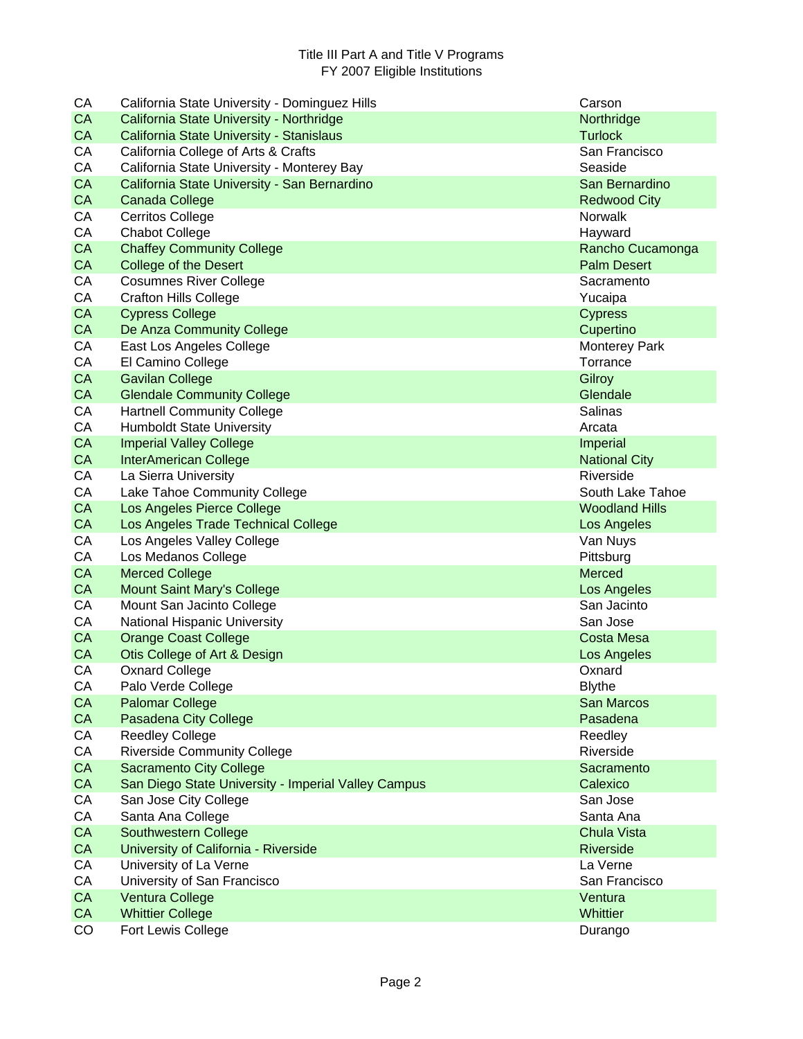Title III Part A and Title V Programs
FY 2007 Eligible Institutions

| | | |
|---|---|---|
| CA | California State University - Dominguez Hills | Carson |
| CA | California State University - Northridge | Northridge |
| CA | California State University - Stanislaus | Turlock |
| CA | California College of Arts & Crafts | San Francisco |
| CA | California State University - Monterey Bay | Seaside |
| CA | California State University - San Bernardino | San Bernardino |
| CA | Canada College | Redwood City |
| CA | Cerritos College | Norwalk |
| CA | Chabot College | Hayward |
| CA | Chaffey Community College | Rancho Cucamonga |
| CA | College of the Desert | Palm Desert |
| CA | Cosumnes River College | Sacramento |
| CA | Crafton Hills College | Yucaipa |
| CA | Cypress College | Cypress |
| CA | De Anza Community College | Cupertino |
| CA | East Los Angeles College | Monterey Park |
| CA | El Camino College | Torrance |
| CA | Gavilan College | Gilroy |
| CA | Glendale Community College | Glendale |
| CA | Hartnell Community College | Salinas |
| CA | Humboldt State University | Arcata |
| CA | Imperial Valley College | Imperial |
| CA | InterAmerican College | National City |
| CA | La Sierra University | Riverside |
| CA | Lake Tahoe Community College | South Lake Tahoe |
| CA | Los Angeles Pierce College | Woodland Hills |
| CA | Los Angeles Trade Technical College | Los Angeles |
| CA | Los Angeles Valley College | Van Nuys |
| CA | Los Medanos College | Pittsburg |
| CA | Merced College | Merced |
| CA | Mount Saint Mary's College | Los Angeles |
| CA | Mount San Jacinto College | San Jacinto |
| CA | National Hispanic University | San Jose |
| CA | Orange Coast College | Costa Mesa |
| CA | Otis College of Art & Design | Los Angeles |
| CA | Oxnard College | Oxnard |
| CA | Palo Verde College | Blythe |
| CA | Palomar College | San Marcos |
| CA | Pasadena City College | Pasadena |
| CA | Reedley College | Reedley |
| CA | Riverside Community College | Riverside |
| CA | Sacramento City College | Sacramento |
| CA | San Diego State University - Imperial Valley Campus | Calexico |
| CA | San Jose City College | San Jose |
| CA | Santa Ana College | Santa Ana |
| CA | Southwestern College | Chula Vista |
| CA | University of California - Riverside | Riverside |
| CA | University of La Verne | La Verne |
| CA | University of San Francisco | San Francisco |
| CA | Ventura College | Ventura |
| CA | Whittier College | Whittier |
| CO | Fort Lewis College | Durango |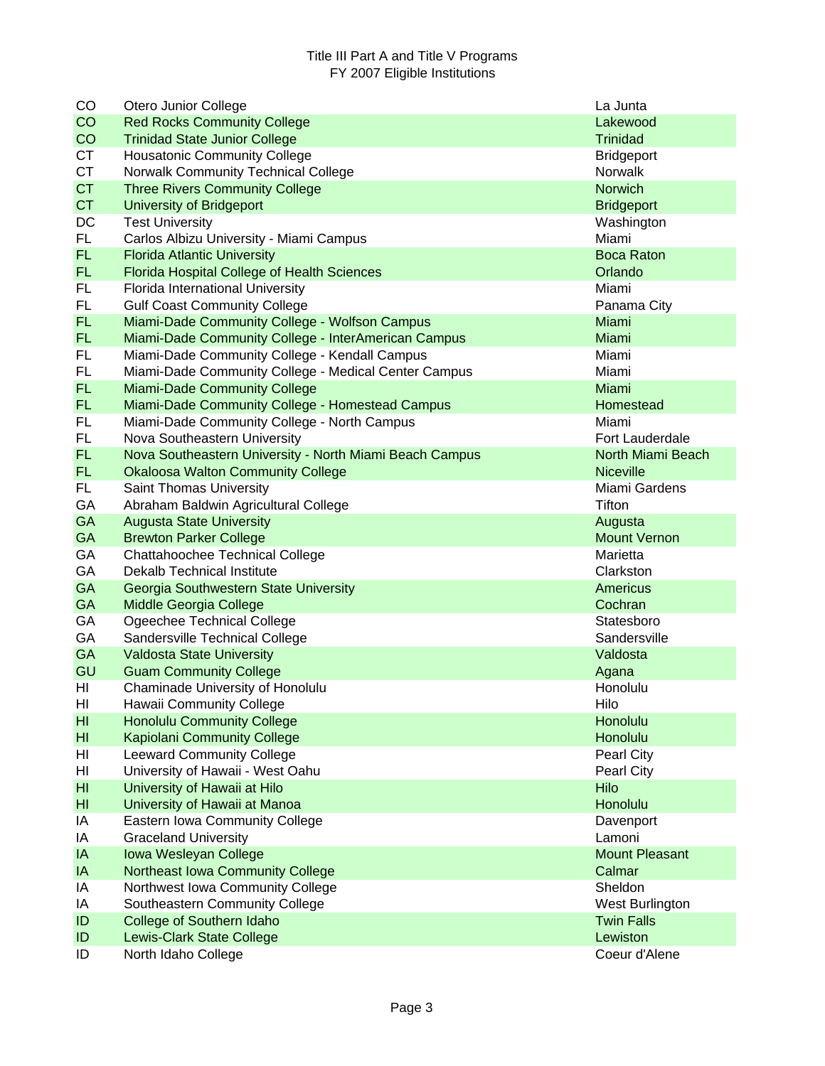Title III Part A and Title V Programs
FY 2007 Eligible Institutions

| | | |
|---|---|---|
| CO | Otero Junior College | La Junta |
| CO | Red Rocks Community College | Lakewood |
| CO | Trinidad State Junior College | Trinidad |
| CT | Housatonic Community College | Bridgeport |
| CT | Norwalk Community Technical College | Norwalk |
| CT | Three Rivers Community College | Norwich |
| CT | University of Bridgeport | Bridgeport |
| DC | Test University | Washington |
| FL | Carlos Albizu University - Miami Campus | Miami |
| FL | Florida Atlantic University | Boca Raton |
| FL | Florida Hospital College of Health Sciences | Orlando |
| FL | Florida International University | Miami |
| FL | Gulf Coast Community College | Panama City |
| FL | Miami-Dade Community College - Wolfson Campus | Miami |
| FL | Miami-Dade Community College - InterAmerican Campus | Miami |
| FL | Miami-Dade Community College - Kendall Campus | Miami |
| FL | Miami-Dade Community College - Medical Center Campus | Miami |
| FL | Miami-Dade Community College | Miami |
| FL | Miami-Dade Community College - Homestead Campus | Homestead |
| FL | Miami-Dade Community College - North Campus | Miami |
| FL | Nova Southeastern University | Fort Lauderdale |
| FL | Nova Southeastern University - North Miami Beach Campus | North Miami Beach |
| FL | Okaloosa Walton Community College | Niceville |
| FL | Saint Thomas University | Miami Gardens |
| GA | Abraham Baldwin Agricultural College | Tifton |
| GA | Augusta State University | Augusta |
| GA | Brewton Parker College | Mount Vernon |
| GA | Chattahoochee Technical College | Marietta |
| GA | Dekalb Technical Institute | Clarkston |
| GA | Georgia Southwestern State University | Americus |
| GA | Middle Georgia College | Cochran |
| GA | Ogeechee Technical College | Statesboro |
| GA | Sandersville Technical College | Sandersville |
| GA | Valdosta State University | Valdosta |
| GU | Guam Community College | Agana |
| HI | Chaminade University of Honolulu | Honolulu |
| HI | Hawaii Community College | Hilo |
| HI | Honolulu Community College | Honolulu |
| HI | Kapiolani Community College | Honolulu |
| HI | Leeward Community College | Pearl City |
| HI | University of Hawaii - West Oahu | Pearl City |
| HI | University of Hawaii at Hilo | Hilo |
| HI | University of Hawaii at Manoa | Honolulu |
| IA | Eastern Iowa Community College | Davenport |
| IA | Graceland University | Lamoni |
| IA | Iowa Wesleyan College | Mount Pleasant |
| IA | Northeast Iowa Community College | Calmar |
| IA | Northwest Iowa Community College | Sheldon |
| IA | Southeastern Community College | West Burlington |
| ID | College of Southern Idaho | Twin Falls |
| ID | Lewis-Clark State College | Lewiston |
| ID | North Idaho College | Coeur d'Alene |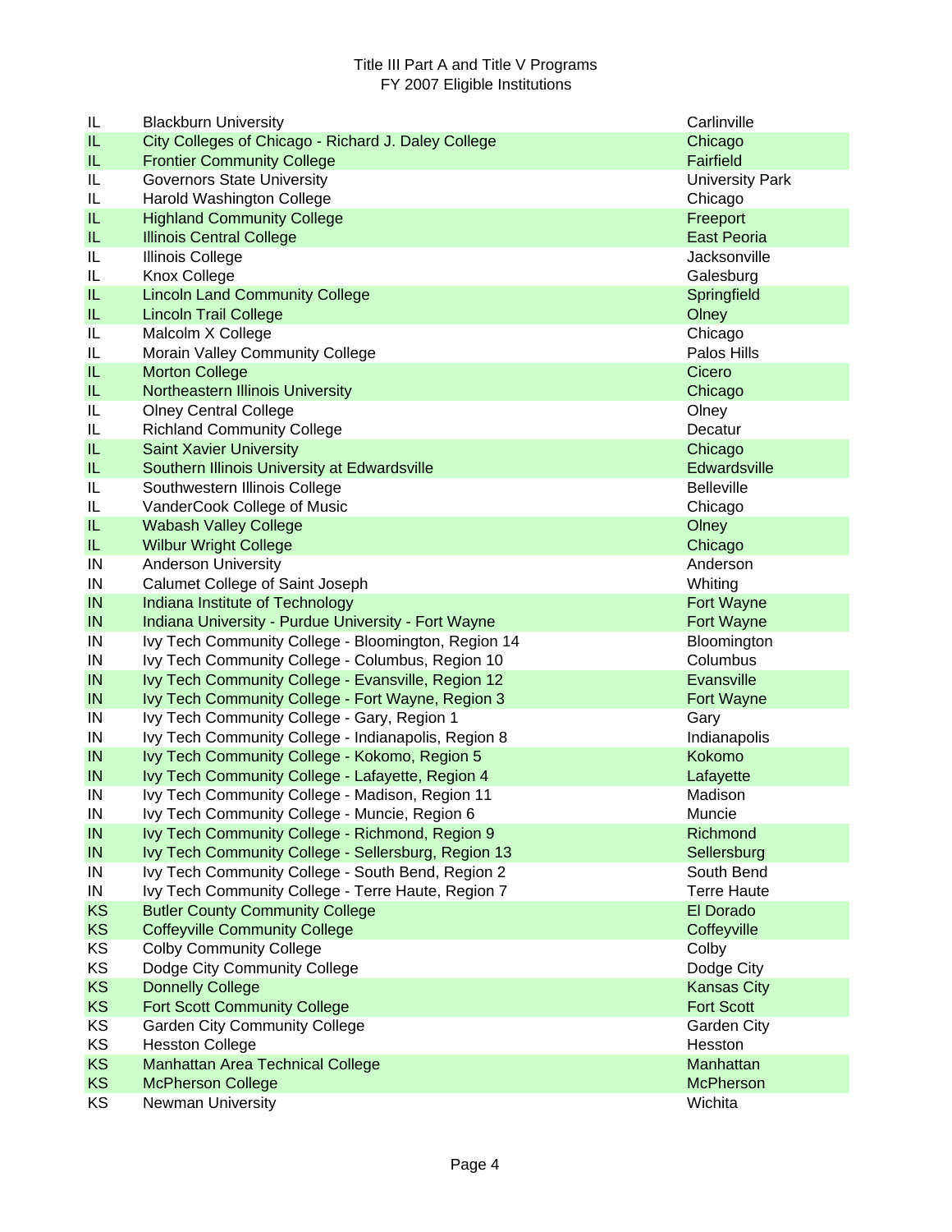Title III Part A and Title V Programs
FY 2007 Eligible Institutions

| | | |
|---|---|---|
| IL | Blackburn University | Carlinville |
| IL | City Colleges of Chicago - Richard J. Daley College | Chicago |
| IL | Frontier Community College | Fairfield |
| IL | Governors State University | University Park |
| IL | Harold Washington College | Chicago |
| IL | Highland Community College | Freeport |
| IL | Illinois Central College | East Peoria |
| IL | Illinois College | Jacksonville |
| IL | Knox College | Galesburg |
| IL | Lincoln Land Community College | Springfield |
| IL | Lincoln Trail College | Olney |
| IL | Malcolm X College | Chicago |
| IL | Morain Valley Community College | Palos Hills |
| IL | Morton College | Cicero |
| IL | Northeastern Illinois University | Chicago |
| IL | Olney Central College | Olney |
| IL | Richland Community College | Decatur |
| IL | Saint Xavier University | Chicago |
| IL | Southern Illinois University at Edwardsville | Edwardsville |
| IL | Southwestern Illinois College | Belleville |
| IL | VanderCook College of Music | Chicago |
| IL | Wabash Valley College | Olney |
| IL | Wilbur Wright College | Chicago |
| IN | Anderson University | Anderson |
| IN | Calumet College of Saint Joseph | Whiting |
| IN | Indiana Institute of Technology | Fort Wayne |
| IN | Indiana University - Purdue University - Fort Wayne | Fort Wayne |
| IN | Ivy Tech Community College - Bloomington, Region 14 | Bloomington |
| IN | Ivy Tech Community College - Columbus, Region 10 | Columbus |
| IN | Ivy Tech Community College - Evansville, Region 12 | Evansville |
| IN | Ivy Tech Community College - Fort Wayne, Region 3 | Fort Wayne |
| IN | Ivy Tech Community College - Gary, Region 1 | Gary |
| IN | Ivy Tech Community College - Indianapolis, Region 8 | Indianapolis |
| IN | Ivy Tech Community College - Kokomo, Region 5 | Kokomo |
| IN | Ivy Tech Community College - Lafayette, Region 4 | Lafayette |
| IN | Ivy Tech Community College - Madison, Region 11 | Madison |
| IN | Ivy Tech Community College - Muncie, Region 6 | Muncie |
| IN | Ivy Tech Community College - Richmond, Region 9 | Richmond |
| IN | Ivy Tech Community College - Sellersburg, Region 13 | Sellersburg |
| IN | Ivy Tech Community College - South Bend, Region 2 | South Bend |
| IN | Ivy Tech Community College - Terre Haute, Region 7 | Terre Haute |
| KS | Butler County Community College | El Dorado |
| KS | Coffeyville Community College | Coffeyville |
| KS | Colby Community College | Colby |
| KS | Dodge City Community College | Dodge City |
| KS | Donnelly College | Kansas City |
| KS | Fort Scott Community College | Fort Scott |
| KS | Garden City Community College | Garden City |
| KS | Hesston College | Hesston |
| KS | Manhattan Area Technical College | Manhattan |
| KS | McPherson College | McPherson |
| KS | Newman University | Wichita |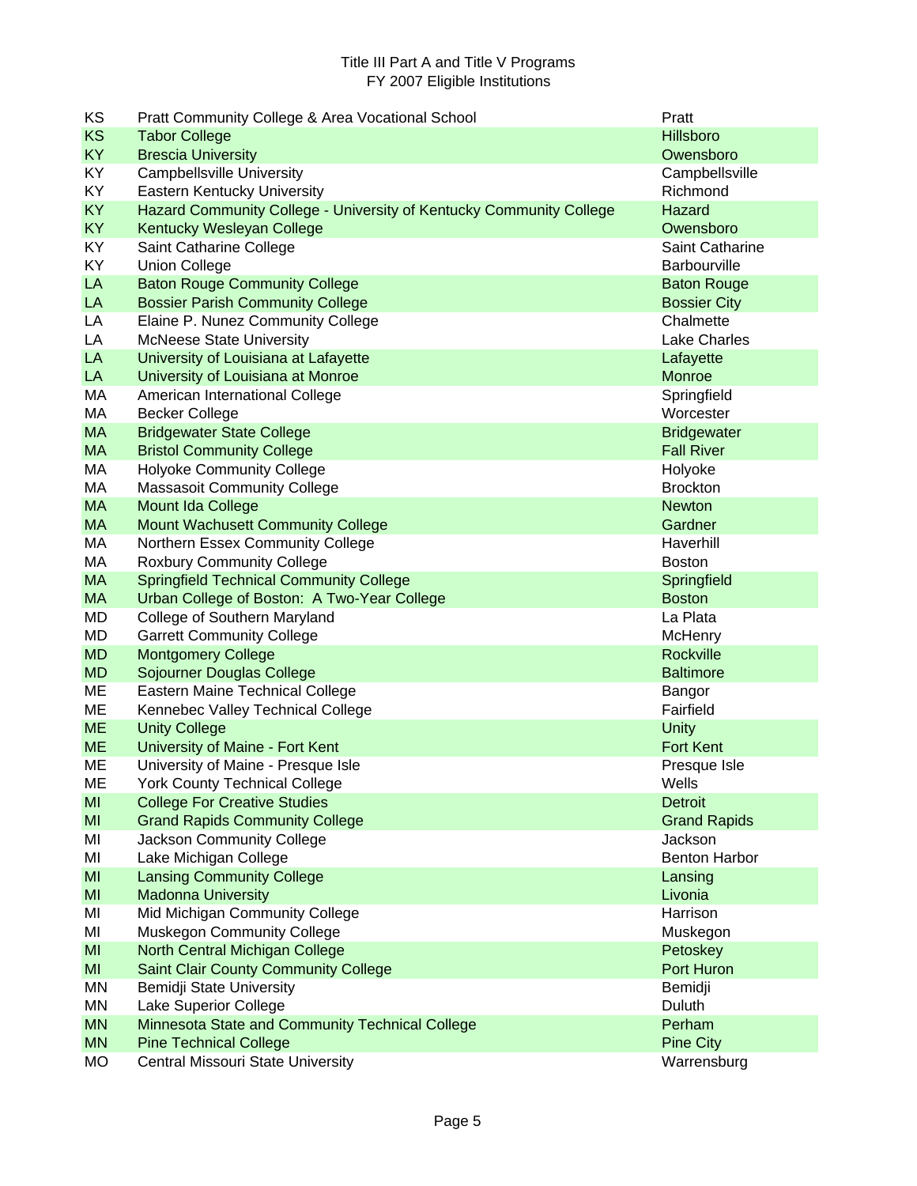Title III Part A and Title V Programs
FY 2007 Eligible Institutions

| | | |
|---|---|---|
| KS | Pratt Community College & Area Vocational School | Pratt |
| KS | Tabor College | Hillsboro |
| KY | Brescia University | Owensboro |
| KY | Campbellsville University | Campbellsville |
| KY | Eastern Kentucky University | Richmond |
| KY | Hazard Community College - University of Kentucky Community College | Hazard |
| KY | Kentucky Wesleyan College | Owensboro |
| KY | Saint Catharine College | Saint Catharine |
| KY | Union College | Barbourville |
| LA | Baton Rouge Community College | Baton Rouge |
| LA | Bossier Parish Community College | Bossier City |
| LA | Elaine P. Nunez Community College | Chalmette |
| LA | McNeese State University | Lake Charles |
| LA | University of Louisiana at Lafayette | Lafayette |
| LA | University of Louisiana at Monroe | Monroe |
| MA | American International College | Springfield |
| MA | Becker College | Worcester |
| MA | Bridgewater State College | Bridgewater |
| MA | Bristol Community College | Fall River |
| MA | Holyoke Community College | Holyoke |
| MA | Massasoit Community College | Brockton |
| MA | Mount Ida College | Newton |
| MA | Mount Wachusett Community College | Gardner |
| MA | Northern Essex Community College | Haverhill |
| MA | Roxbury Community College | Boston |
| MA | Springfield Technical Community College | Springfield |
| MA | Urban College of Boston: A Two-Year College | Boston |
| MD | College of Southern Maryland | La Plata |
| MD | Garrett Community College | McHenry |
| MD | Montgomery College | Rockville |
| MD | Sojourner Douglas College | Baltimore |
| ME | Eastern Maine Technical College | Bangor |
| ME | Kennebec Valley Technical College | Fairfield |
| ME | Unity College | Unity |
| ME | University of Maine - Fort Kent | Fort Kent |
| ME | University of Maine - Presque Isle | Presque Isle |
| ME | York County Technical College | Wells |
| MI | College For Creative Studies | Detroit |
| MI | Grand Rapids Community College | Grand Rapids |
| MI | Jackson Community College | Jackson |
| MI | Lake Michigan College | Benton Harbor |
| MI | Lansing Community College | Lansing |
| MI | Madonna University | Livonia |
| MI | Mid Michigan Community College | Harrison |
| MI | Muskegon Community College | Muskegon |
| MI | North Central Michigan College | Petoskey |
| MI | Saint Clair County Community College | Port Huron |
| MN | Bemidji State University | Bemidji |
| MN | Lake Superior College | Duluth |
| MN | Minnesota State and Community Technical College | Perham |
| MN | Pine Technical College | Pine City |
| MO | Central Missouri State University | Warrensburg |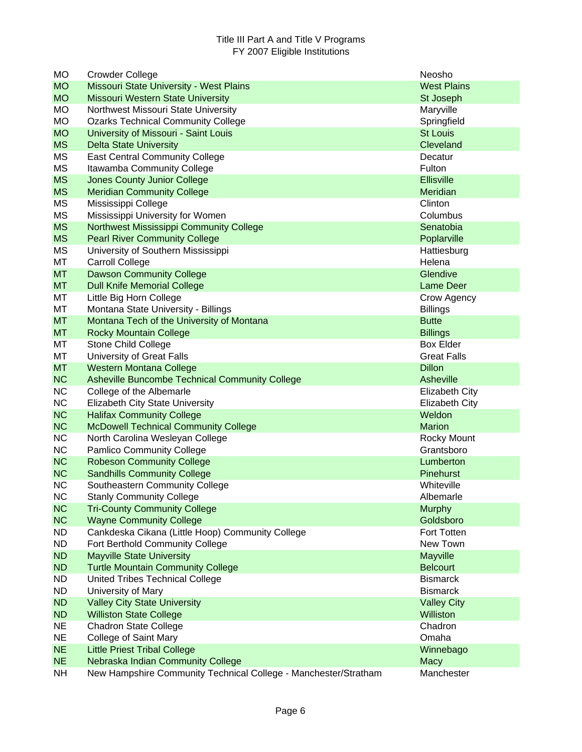Title III Part A and Title V Programs
FY 2007 Eligible Institutions

| | | |
|---|---|---|
| MO | Crowder College | Neosho |
| MO | Missouri State University - West Plains | West Plains |
| MO | Missouri Western State University | St Joseph |
| MO | Northwest Missouri State University | Maryville |
| MO | Ozarks Technical Community College | Springfield |
| MO | University of Missouri - Saint Louis | St Louis |
| MS | Delta State University | Cleveland |
| MS | East Central Community College | Decatur |
| MS | Itawamba Community College | Fulton |
| MS | Jones County Junior College | Ellisville |
| MS | Meridian Community College | Meridian |
| MS | Mississippi College | Clinton |
| MS | Mississippi University for Women | Columbus |
| MS | Northwest Mississippi Community College | Senatobia |
| MS | Pearl River Community College | Poplarville |
| MS | University of Southern Mississippi | Hattiesburg |
| MT | Carroll College | Helena |
| MT | Dawson Community College | Glendive |
| MT | Dull Knife Memorial College | Lame Deer |
| MT | Little Big Horn College | Crow Agency |
| MT | Montana State University - Billings | Billings |
| MT | Montana Tech of the University of Montana | Butte |
| MT | Rocky Mountain College | Billings |
| MT | Stone Child College | Box Elder |
| MT | University of Great Falls | Great Falls |
| MT | Western Montana College | Dillon |
| NC | Asheville Buncombe Technical Community College | Asheville |
| NC | College of the Albemarle | Elizabeth City |
| NC | Elizabeth City State University | Elizabeth City |
| NC | Halifax Community College | Weldon |
| NC | McDowell Technical Community College | Marion |
| NC | North Carolina Wesleyan College | Rocky Mount |
| NC | Pamlico Community College | Grantsboro |
| NC | Robeson Community College | Lumberton |
| NC | Sandhills Community College | Pinehurst |
| NC | Southeastern Community College | Whiteville |
| NC | Stanly Community College | Albemarle |
| NC | Tri-County Community College | Murphy |
| NC | Wayne Community College | Goldsboro |
| ND | Cankdeska Cikana (Little Hoop) Community College | Fort Totten |
| ND | Fort Berthold Community College | New Town |
| ND | Mayville State University | Mayville |
| ND | Turtle Mountain Community College | Belcourt |
| ND | United Tribes Technical College | Bismarck |
| ND | University of Mary | Bismarck |
| ND | Valley City State University | Valley City |
| ND | Williston State College | Williston |
| NE | Chadron State College | Chadron |
| NE | College of Saint Mary | Omaha |
| NE | Little Priest Tribal College | Winnebago |
| NE | Nebraska Indian Community College | Macy |
| NH | New Hampshire Community Technical College - Manchester/Stratham | Manchester |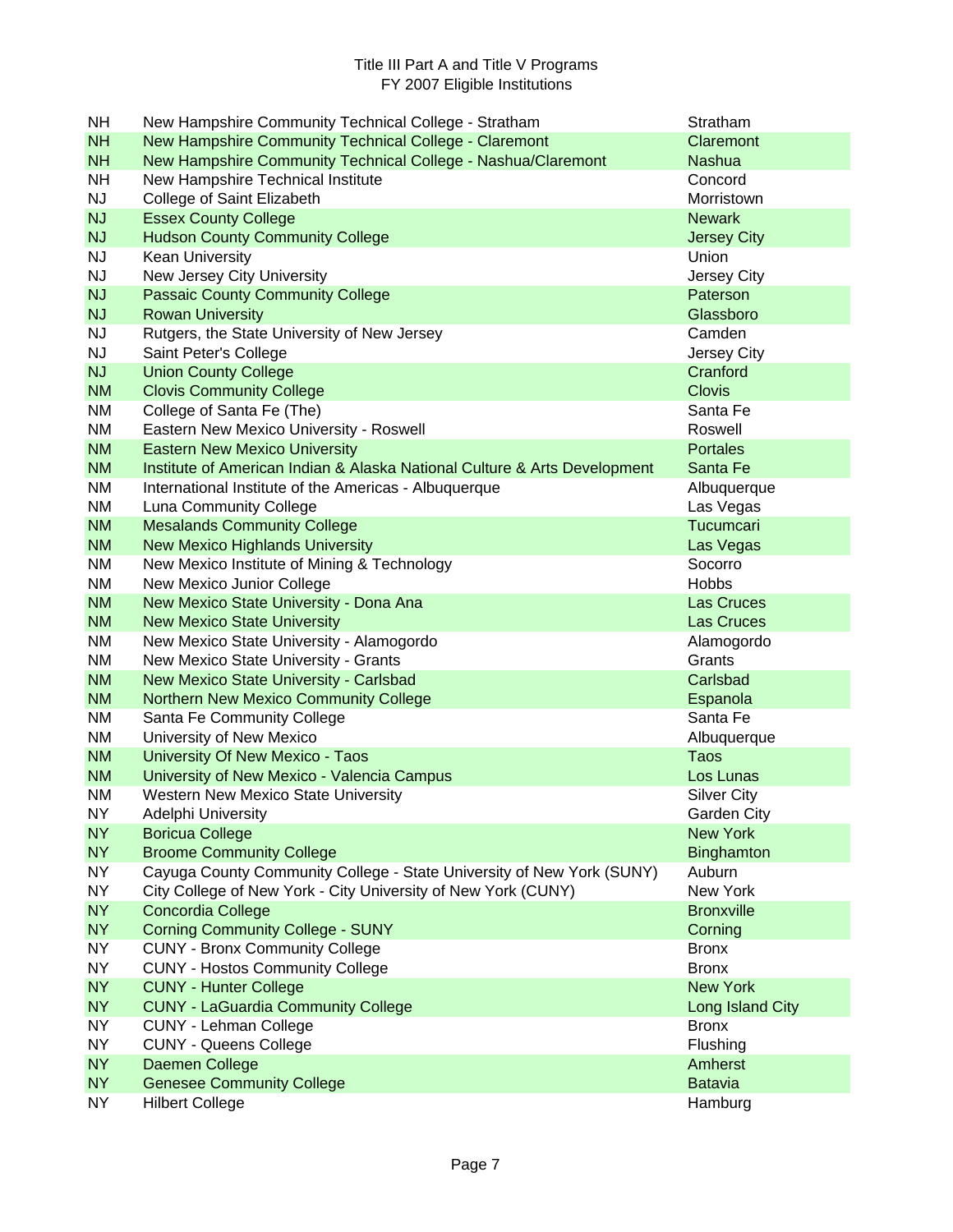Title III Part A and Title V Programs
FY 2007 Eligible Institutions

| State | Institution | City |
|---|---|---|
| NH | New Hampshire Community Technical College - Stratham | Stratham |
| NH | New Hampshire Community Technical College - Claremont | Claremont |
| NH | New Hampshire Community Technical College - Nashua/Claremont | Nashua |
| NH | New Hampshire Technical Institute | Concord |
| NJ | College of Saint Elizabeth | Morristown |
| NJ | Essex County College | Newark |
| NJ | Hudson County Community College | Jersey City |
| NJ | Kean University | Union |
| NJ | New Jersey City University | Jersey City |
| NJ | Passaic County Community College | Paterson |
| NJ | Rowan University | Glassboro |
| NJ | Rutgers, the State University of New Jersey | Camden |
| NJ | Saint Peter's College | Jersey City |
| NJ | Union County College | Cranford |
| NM | Clovis Community College | Clovis |
| NM | College of Santa Fe (The) | Santa Fe |
| NM | Eastern New Mexico University - Roswell | Roswell |
| NM | Eastern New Mexico University | Portales |
| NM | Institute of American Indian & Alaska National Culture & Arts Development | Santa Fe |
| NM | International Institute of the Americas - Albuquerque | Albuquerque |
| NM | Luna Community College | Las Vegas |
| NM | Mesalands Community College | Tucumcari |
| NM | New Mexico Highlands University | Las Vegas |
| NM | New Mexico Institute of Mining & Technology | Socorro |
| NM | New Mexico Junior College | Hobbs |
| NM | New Mexico State University - Dona Ana | Las Cruces |
| NM | New Mexico State University | Las Cruces |
| NM | New Mexico State University - Alamogordo | Alamogordo |
| NM | New Mexico State University - Grants | Grants |
| NM | New Mexico State University - Carlsbad | Carlsbad |
| NM | Northern New Mexico Community College | Espanola |
| NM | Santa Fe Community College | Santa Fe |
| NM | University of New Mexico | Albuquerque |
| NM | University Of New Mexico - Taos | Taos |
| NM | University of New Mexico - Valencia Campus | Los Lunas |
| NM | Western New Mexico State University | Silver City |
| NY | Adelphi University | Garden City |
| NY | Boricua College | New York |
| NY | Broome Community College | Binghamton |
| NY | Cayuga County Community College - State University of New York (SUNY) | Auburn |
| NY | City College of New York - City University of New York (CUNY) | New York |
| NY | Concordia College | Bronxville |
| NY | Corning Community College - SUNY | Corning |
| NY | CUNY - Bronx Community College | Bronx |
| NY | CUNY - Hostos Community College | Bronx |
| NY | CUNY - Hunter College | New York |
| NY | CUNY - LaGuardia Community College | Long Island City |
| NY | CUNY - Lehman College | Bronx |
| NY | CUNY - Queens College | Flushing |
| NY | Daemen College | Amherst |
| NY | Genesee Community College | Batavia |
| NY | Hilbert College | Hamburg |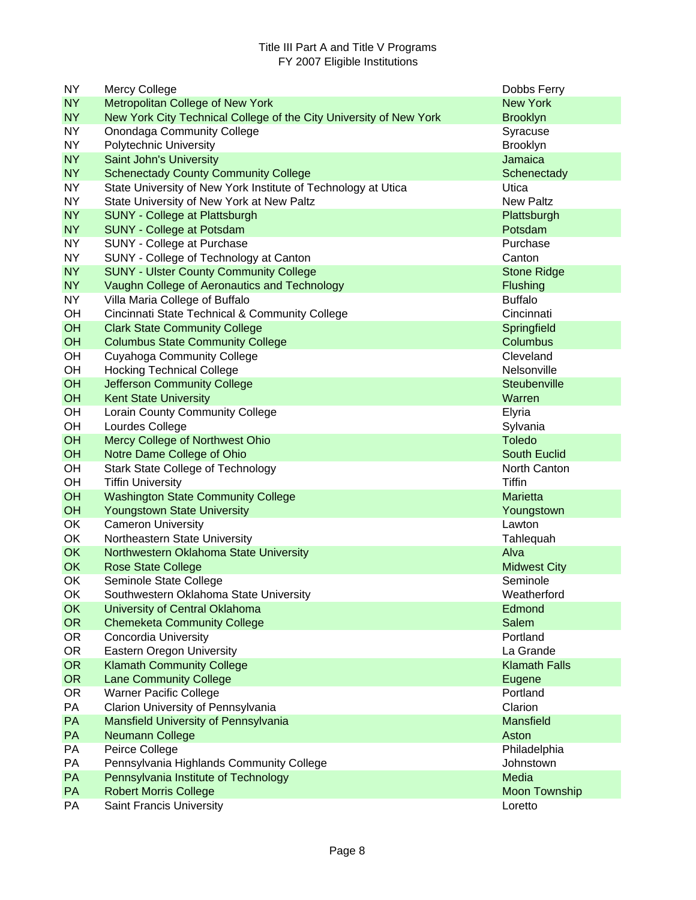Title III Part A and Title V Programs
FY 2007 Eligible Institutions

| | | |
|---|---|---|
| NY | Mercy College | Dobbs Ferry |
| NY | Metropolitan College of New York | New York |
| NY | New York City Technical College of the City University of New York | Brooklyn |
| NY | Onondaga Community College | Syracuse |
| NY | Polytechnic University | Brooklyn |
| NY | Saint John's University | Jamaica |
| NY | Schenectady County Community College | Schenectady |
| NY | State University of New York Institute of Technology at Utica | Utica |
| NY | State University of New York at New Paltz | New Paltz |
| NY | SUNY - College at Plattsburgh | Plattsburgh |
| NY | SUNY - College at Potsdam | Potsdam |
| NY | SUNY - College at Purchase | Purchase |
| NY | SUNY - College of Technology at Canton | Canton |
| NY | SUNY - Ulster County Community College | Stone Ridge |
| NY | Vaughn College of Aeronautics and Technology | Flushing |
| NY | Villa Maria College of Buffalo | Buffalo |
| OH | Cincinnati State Technical & Community College | Cincinnati |
| OH | Clark State Community College | Springfield |
| OH | Columbus State Community College | Columbus |
| OH | Cuyahoga Community College | Cleveland |
| OH | Hocking Technical College | Nelsonville |
| OH | Jefferson Community College | Steubenville |
| OH | Kent State University | Warren |
| OH | Lorain County Community College | Elyria |
| OH | Lourdes College | Sylvania |
| OH | Mercy College of Northwest Ohio | Toledo |
| OH | Notre Dame College of Ohio | South Euclid |
| OH | Stark State College of Technology | North Canton |
| OH | Tiffin University | Tiffin |
| OH | Washington State Community College | Marietta |
| OH | Youngstown State University | Youngstown |
| OK | Cameron University | Lawton |
| OK | Northeastern State University | Tahlequah |
| OK | Northwestern Oklahoma State University | Alva |
| OK | Rose State College | Midwest City |
| OK | Seminole State College | Seminole |
| OK | Southwestern Oklahoma State University | Weatherford |
| OK | University of Central Oklahoma | Edmond |
| OR | Chemeketa Community College | Salem |
| OR | Concordia University | Portland |
| OR | Eastern Oregon University | La Grande |
| OR | Klamath Community College | Klamath Falls |
| OR | Lane Community College | Eugene |
| OR | Warner Pacific College | Portland |
| PA | Clarion University of Pennsylvania | Clarion |
| PA | Mansfield University of Pennsylvania | Mansfield |
| PA | Neumann College | Aston |
| PA | Peirce College | Philadelphia |
| PA | Pennsylvania Highlands Community College | Johnstown |
| PA | Pennsylvania Institute of Technology | Media |
| PA | Robert Morris College | Moon Township |
| PA | Saint Francis University | Loretto |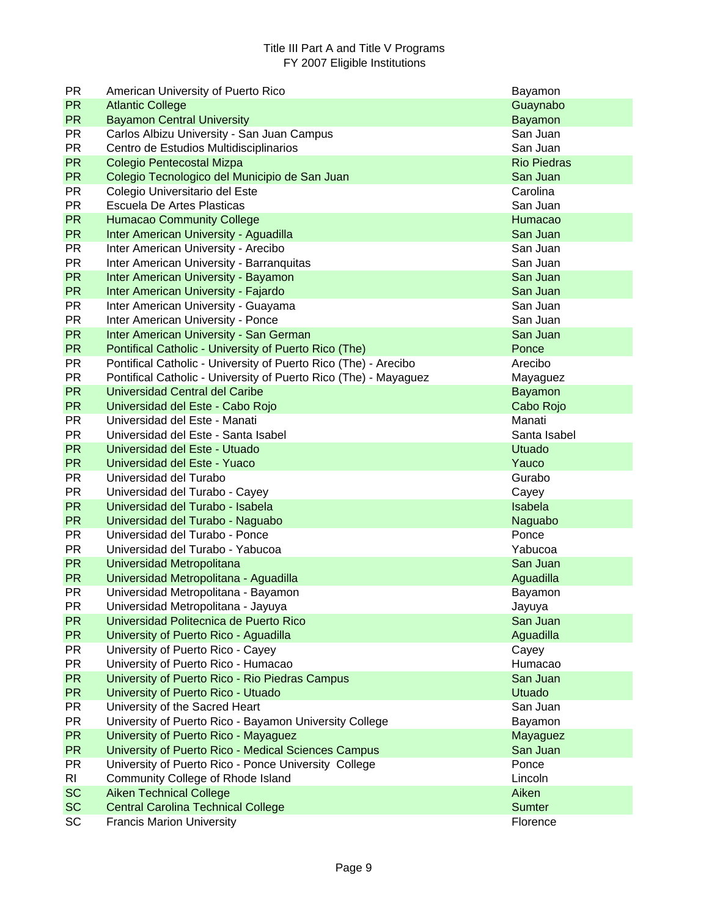Title III Part A and Title V Programs
FY 2007 Eligible Institutions

| | | |
|---|---|---|
| PR | American University of Puerto Rico | Bayamon |
| PR | Atlantic College | Guaynabo |
| PR | Bayamon Central University | Bayamon |
| PR | Carlos Albizu University - San Juan Campus | San Juan |
| PR | Centro de Estudios Multidisciplinarios | San Juan |
| PR | Colegio Pentecostal Mizpa | Rio Piedras |
| PR | Colegio Tecnologico del Municipio de San Juan | San Juan |
| PR | Colegio Universitario del Este | Carolina |
| PR | Escuela De Artes Plasticas | San Juan |
| PR | Humacao Community College | Humacao |
| PR | Inter American University - Aguadilla | San Juan |
| PR | Inter American University - Arecibo | San Juan |
| PR | Inter American University - Barranquitas | San Juan |
| PR | Inter American University - Bayamon | San Juan |
| PR | Inter American University - Fajardo | San Juan |
| PR | Inter American University - Guayama | San Juan |
| PR | Inter American University - Ponce | San Juan |
| PR | Inter American University - San German | San Juan |
| PR | Pontifical Catholic - University of Puerto Rico (The) | Ponce |
| PR | Pontifical Catholic - University of Puerto Rico (The) - Arecibo | Arecibo |
| PR | Pontifical Catholic - University of Puerto Rico (The) - Mayaguez | Mayaguez |
| PR | Universidad Central del Caribe | Bayamon |
| PR | Universidad del Este - Cabo Rojo | Cabo Rojo |
| PR | Universidad del Este - Manati | Manati |
| PR | Universidad del Este - Santa Isabel | Santa Isabel |
| PR | Universidad del Este - Utuado | Utuado |
| PR | Universidad del Este - Yuaco | Yauco |
| PR | Universidad del Turabo | Gurabo |
| PR | Universidad del Turabo - Cayey | Cayey |
| PR | Universidad del Turabo - Isabela | Isabela |
| PR | Universidad del Turabo - Naguabo | Naguabo |
| PR | Universidad del Turabo - Ponce | Ponce |
| PR | Universidad del Turabo - Yabucoa | Yabucoa |
| PR | Universidad Metropolitana | San Juan |
| PR | Universidad Metropolitana - Aguadilla | Aguadilla |
| PR | Universidad Metropolitana - Bayamon | Bayamon |
| PR | Universidad Metropolitana - Jayuya | Jayuya |
| PR | Universidad Politecnica de Puerto Rico | San Juan |
| PR | University of Puerto Rico - Aguadilla | Aguadilla |
| PR | University of Puerto Rico - Cayey | Cayey |
| PR | University of Puerto Rico - Humacao | Humacao |
| PR | University of Puerto Rico - Rio Piedras Campus | San Juan |
| PR | University of Puerto Rico - Utuado | Utuado |
| PR | University of the Sacred Heart | San Juan |
| PR | University of Puerto Rico - Bayamon University College | Bayamon |
| PR | University of Puerto Rico - Mayaguez | Mayaguez |
| PR | University of Puerto Rico - Medical Sciences Campus | San Juan |
| PR | University of Puerto Rico - Ponce University College | Ponce |
| RI | Community College of Rhode Island | Lincoln |
| SC | Aiken Technical College | Aiken |
| SC | Central Carolina Technical College | Sumter |
| SC | Francis Marion University | Florence |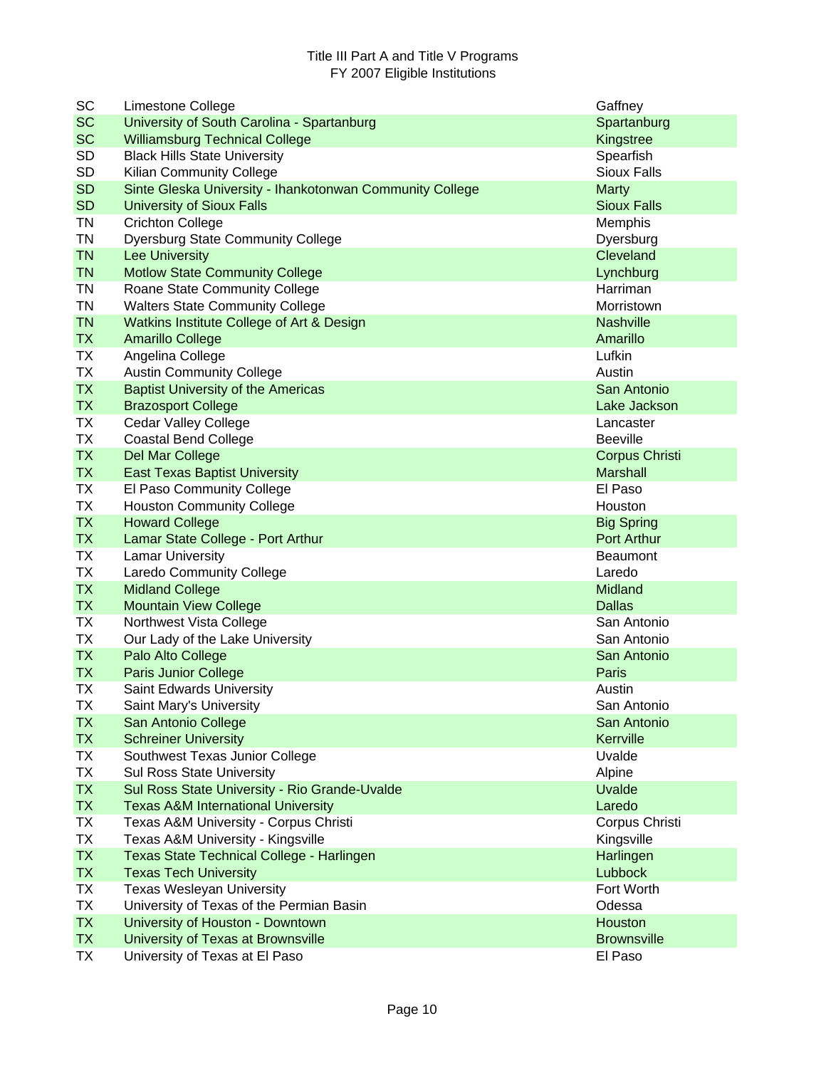Title III Part A and Title V Programs
FY 2007 Eligible Institutions

| State | Institution | City |
|---|---|---|
| SC | Limestone College | Gaffney |
| SC | University of South Carolina - Spartanburg | Spartanburg |
| SC | Williamsburg Technical College | Kingstree |
| SD | Black Hills State University | Spearfish |
| SD | Kilian Community College | Sioux Falls |
| SD | Sinte Gleska University - Ihankotonwan Community College | Marty |
| SD | University of Sioux Falls | Sioux Falls |
| TN | Crichton College | Memphis |
| TN | Dyersburg State Community College | Dyersburg |
| TN | Lee University | Cleveland |
| TN | Motlow State Community College | Lynchburg |
| TN | Roane State Community College | Harriman |
| TN | Walters State Community College | Morristown |
| TN | Watkins Institute College of Art & Design | Nashville |
| TX | Amarillo College | Amarillo |
| TX | Angelina College | Lufkin |
| TX | Austin Community College | Austin |
| TX | Baptist University of the Americas | San Antonio |
| TX | Brazosport College | Lake Jackson |
| TX | Cedar Valley College | Lancaster |
| TX | Coastal Bend College | Beeville |
| TX | Del Mar College | Corpus Christi |
| TX | East Texas Baptist University | Marshall |
| TX | El Paso Community College | El Paso |
| TX | Houston Community College | Houston |
| TX | Howard College | Big Spring |
| TX | Lamar State College - Port Arthur | Port Arthur |
| TX | Lamar University | Beaumont |
| TX | Laredo Community College | Laredo |
| TX | Midland College | Midland |
| TX | Mountain View College | Dallas |
| TX | Northwest Vista College | San Antonio |
| TX | Our Lady of the Lake University | San Antonio |
| TX | Palo Alto College | San Antonio |
| TX | Paris Junior College | Paris |
| TX | Saint Edwards University | Austin |
| TX | Saint Mary's University | San Antonio |
| TX | San Antonio College | San Antonio |
| TX | Schreiner University | Kerrville |
| TX | Southwest Texas Junior College | Uvalde |
| TX | Sul Ross State University | Alpine |
| TX | Sul Ross State University - Rio Grande-Uvalde | Uvalde |
| TX | Texas A&M International University | Laredo |
| TX | Texas A&M University - Corpus Christi | Corpus Christi |
| TX | Texas A&M University - Kingsville | Kingsville |
| TX | Texas State Technical College - Harlingen | Harlingen |
| TX | Texas Tech University | Lubbock |
| TX | Texas Wesleyan University | Fort Worth |
| TX | University of Texas of the Permian Basin | Odessa |
| TX | University of Houston - Downtown | Houston |
| TX | University of Texas at Brownsville | Brownsville |
| TX | University of Texas at El Paso | El Paso |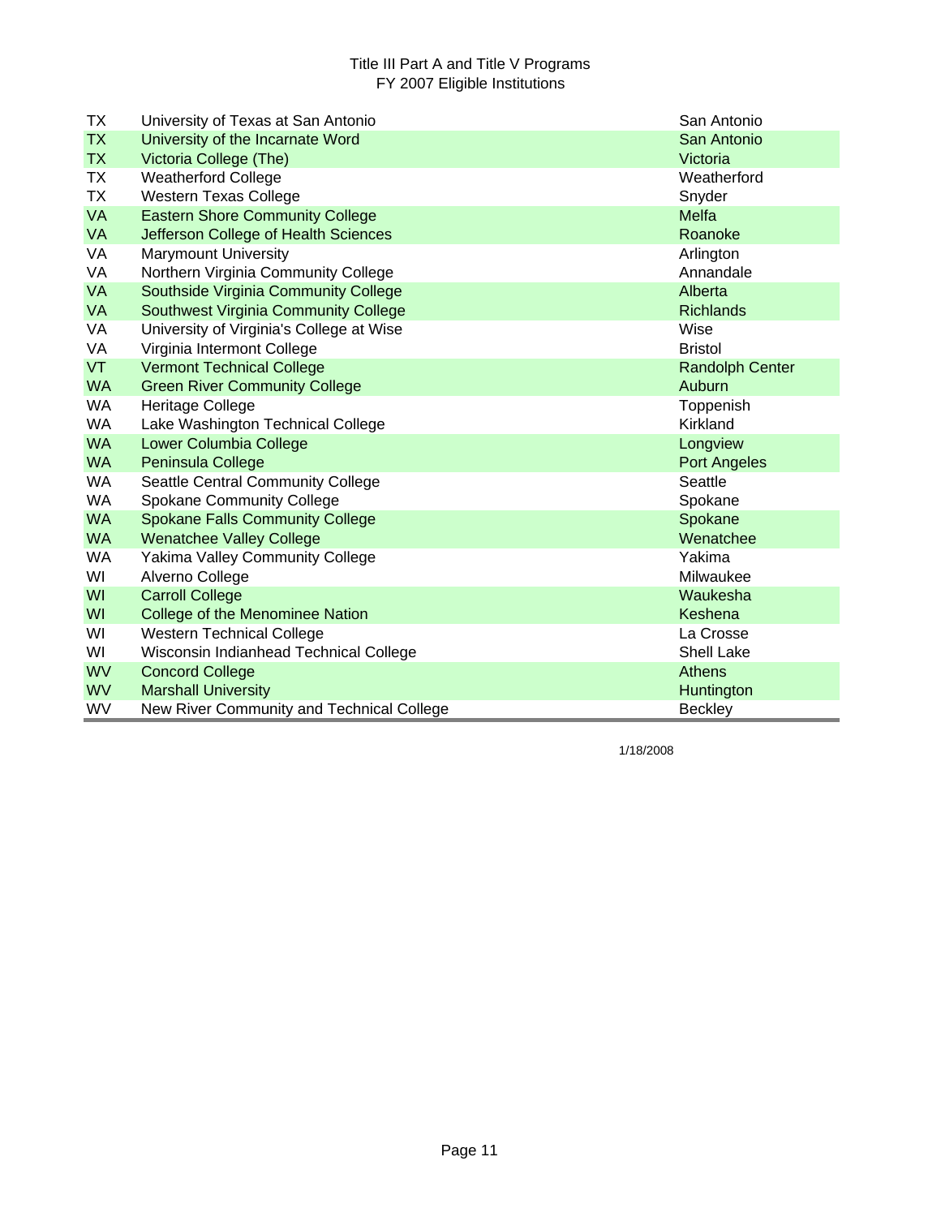Title III Part A and Title V Programs
FY 2007 Eligible Institutions

| | | |
|---|---|---|
| TX | University of Texas at San Antonio | San Antonio |
| TX | University of the Incarnate Word | San Antonio |
| TX | Victoria College (The) | Victoria |
| TX | Weatherford College | Weatherford |
| TX | Western Texas College | Snyder |
| VA | Eastern Shore Community College | Melfa |
| VA | Jefferson College of Health Sciences | Roanoke |
| VA | Marymount University | Arlington |
| VA | Northern Virginia Community College | Annandale |
| VA | Southside Virginia Community College | Alberta |
| VA | Southwest Virginia Community College | Richlands |
| VA | University of Virginia's College at Wise | Wise |
| VA | Virginia Intermont College | Bristol |
| VT | Vermont Technical College | Randolph Center |
| WA | Green River Community College | Auburn |
| WA | Heritage College | Toppenish |
| WA | Lake Washington Technical College | Kirkland |
| WA | Lower Columbia College | Longview |
| WA | Peninsula College | Port Angeles |
| WA | Seattle Central Community College | Seattle |
| WA | Spokane Community College | Spokane |
| WA | Spokane Falls Community College | Spokane |
| WA | Wenatchee Valley College | Wenatchee |
| WA | Yakima Valley Community College | Yakima |
| WI | Alverno College | Milwaukee |
| WI | Carroll College | Waukesha |
| WI | College of the Menominee Nation | Keshena |
| WI | Western Technical College | La Crosse |
| WI | Wisconsin Indianhead Technical College | Shell Lake |
| WV | Concord College | Athens |
| WV | Marshall University | Huntington |
| WV | New River Community and Technical College | Beckley |

1/18/2008